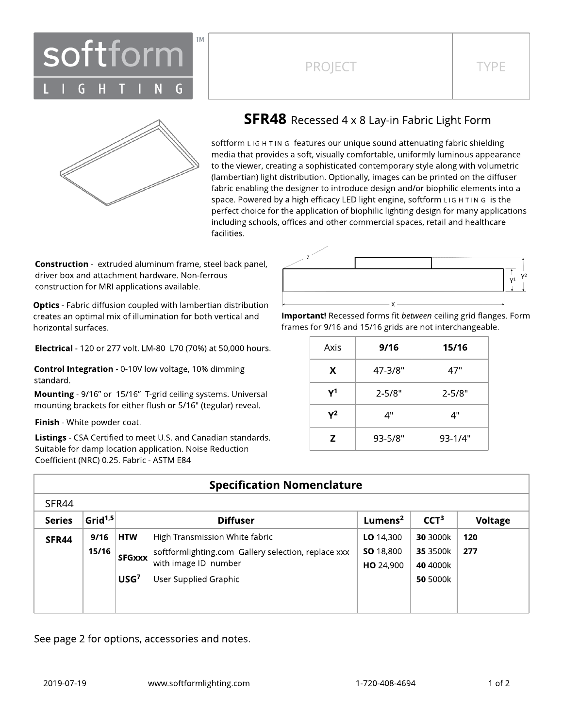softform LIGHTING™

| PROJECT | TYPE |
|---|---|
| | |

# SFR48 Recessed 4 x 8 Lay-in Fabric Light Form

softform LIGHTING features our unique sound attenuating fabric shielding media that provides a soft, visually comfortable, uniformly luminous appearance to the viewer, creating a sophisticated contemporary style along with volumetric (lambertian) light distribution. Optionally, images can be printed on the diffuser fabric enabling the designer to introduce design and/or biophilic elements into a space. Powered by a high efficacy LED light engine, softform LIGHTING is the perfect choice for the application of biophilic lighting design for many applications including schools, offices and other commercial spaces, retail and healthcare facilities.

**Construction** - extruded aluminum frame, steel back panel, driver box and attachment hardware. Non-ferrous construction for MRI applications available.

**Optics -** Fabric diffusion coupled with lambertian distribution creates an optimal mix of illumination for both vertical and horizontal surfaces.

**Electrical** - 120 or 277 volt. LM-80 L70 (70%) at 50,000 hours.

**Control Integration** - 0-10V low voltage, 10% dimming standard.

**Mounting** - 9/16" or 15/16" T-grid ceiling systems. Universal mounting brackets for either flush or 5/16" (tegular) reveal.

**Finish** - White powder coat.

**Listings** - CSA Certified to meet U.S. and Canadian standards. Suitable for damp location application. Noise Reduction Coefficient (NRC) 0.25. Fabric - ASTM E84

**Important!** Recessed forms fit *between* ceiling grid flanges. Form frames for 9/16 and 15/16 grids are not interchangeable.

| Axis | 9/16 | 15/16 |
|---|---|---|
| **X** | 47-3/8" | 47" |
| **Y[1]** | 2-5/8" | 2-5/8" |
| **Y[2]** | 4" | 4" |
| **Z** | 93-5/8" | 93-1/4" |

## Specification Nomenclature

SFR44

| Series | Grid[1,5] | Diffuser | | Lumens[2] | CCT[3] | Voltage |
|---|---|---|---|---|---|---|
| **SFR44** | **9/16** | **HTW** | High Transmission White fabric | **LO** 14,300 | **30** 3000k | **120** |
| | **15/16** | **SFGxxx** | softformlighting.com Gallery selection, replace xxx with image ID number | **SO** 18,800 | **35** 3500k | **277** |
| | | **USG[7]** | User Supplied Graphic | **HO** 24,900 | **40** 4000k | |
| | | | | | **50** 5000k | |

See page 2 for options, accessories and notes.

2019-07-19 www.softformlighting.com 1-720-408-4694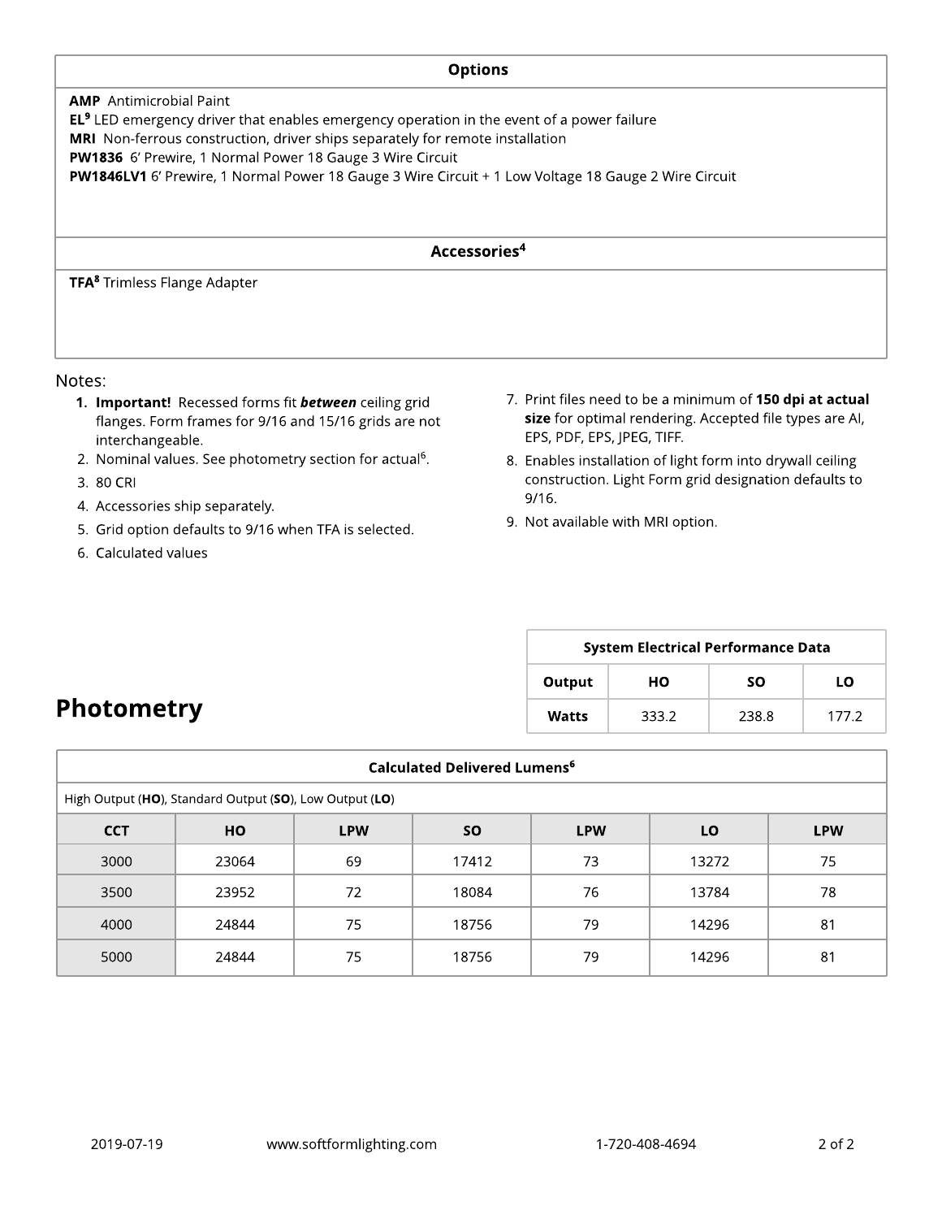| Options |
| --- |
| **AMP** Antimicrobial Paint<br>**EL**[9] LED emergency driver that enables emergency operation in the event of a power failure<br>**MRI** Non-ferrous construction, driver ships separately for remote installation<br>**PW1836** 6' Prewire, 1 Normal Power 18 Gauge 3 Wire Circuit<br>**PW1846LV1** 6' Prewire, 1 Normal Power 18 Gauge 3 Wire Circuit + 1 Low Voltage 18 Gauge 2 Wire Circuit |

| Accessories[4] |
| --- |
| **TFA**[8] Trimless Flange Adapter |

Notes:

1. **Important!** Recessed forms fit ***between*** ceiling grid flanges. Form frames for 9/16 and 15/16 grids are not interchangeable.
2. Nominal values. See photometry section for actual[6].
3. 80 CRI
4. Accessories ship separately.
5. Grid option defaults to 9/16 when TFA is selected.
6. Calculated values
7. Print files need to be a minimum of **150 dpi at actual size** for optimal rendering. Accepted file types are AI, EPS, PDF, EPS, JPEG, TIFF.
8. Enables installation of light form into drywall ceiling construction. Light Form grid designation defaults to 9/16.
9. Not available with MRI option.

## Photometry

| System Electrical Performance Data | | | |
| --- | --- | --- | --- |
| **Output** | **HO** | **SO** | **LO** |
| **Watts** | 333.2 | 238.8 | 177.2 |

| Calculated Delivered Lumens[6] | | | | | | |
| --- | --- | --- | --- | --- | --- | --- |
| High Output (**HO**), Standard Output (**SO**), Low Output (**LO**) | | | | | | |
| **CCT** | **HO** | **LPW** | **SO** | **LPW** | **LO** | **LPW** |
| 3000 | 23064 | 69 | 17412 | 73 | 13272 | 75 |
| 3500 | 23952 | 72 | 18084 | 76 | 13784 | 78 |
| 4000 | 24844 | 75 | 18756 | 79 | 14296 | 81 |
| 5000 | 24844 | 75 | 18756 | 79 | 14296 | 81 |

2019-07-19 www.softformlighting.com 1-720-408-4694